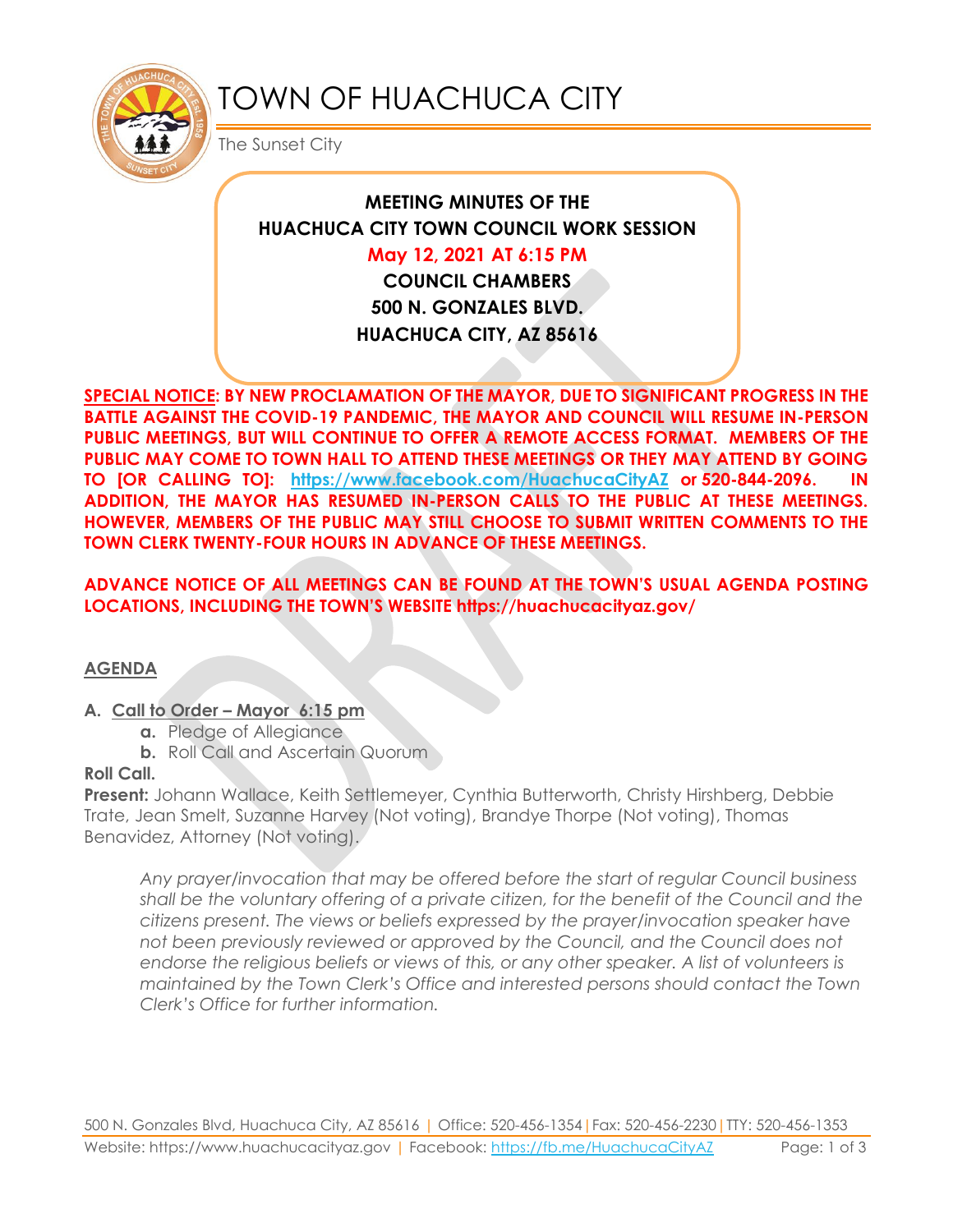# TOWN OF HUACHUCA CITY

The Sunset City

**MEETING MINUTES OF THE**
**HUACHUCA CITY TOWN COUNCIL WORK SESSION**
**May 12, 2021 AT 6:15 PM**
**COUNCIL CHAMBERS**
**500 N. GONZALES BLVD.**
**HUACHUCA CITY, AZ 85616**

**SPECIAL NOTICE: BY NEW PROCLAMATION OF THE MAYOR, DUE TO SIGNIFICANT PROGRESS IN THE BATTLE AGAINST THE COVID-19 PANDEMIC, THE MAYOR AND COUNCIL WILL RESUME IN-PERSON PUBLIC MEETINGS, BUT WILL CONTINUE TO OFFER A REMOTE ACCESS FORMAT. MEMBERS OF THE PUBLIC MAY COME TO TOWN HALL TO ATTEND THESE MEETINGS OR THEY MAY ATTEND BY GOING TO [OR CALLING TO]: https://www.facebook.com/HuachucaCityAZ or 520-844-2096. IN ADDITION, THE MAYOR HAS RESUMED IN-PERSON CALLS TO THE PUBLIC AT THESE MEETINGS. HOWEVER, MEMBERS OF THE PUBLIC MAY STILL CHOOSE TO SUBMIT WRITTEN COMMENTS TO THE TOWN CLERK TWENTY-FOUR HOURS IN ADVANCE OF THESE MEETINGS.**

**ADVANCE NOTICE OF ALL MEETINGS CAN BE FOUND AT THE TOWN'S USUAL AGENDA POSTING LOCATIONS, INCLUDING THE TOWN'S WEBSITE https://huachucacityaz.gov/**

## AGENDA

**A. Call to Order – Mayor 6:15 pm**
   - **a.** Pledge of Allegiance
   - **b.** Roll Call and Ascertain Quorum

**Roll Call.**

**Present:** Johann Wallace, Keith Settlemeyer, Cynthia Butterworth, Christy Hirshberg, Debbie Trate, Jean Smelt, Suzanne Harvey (Not voting), Brandye Thorpe (Not voting), Thomas Benavidez, Attorney (Not voting).

*Any prayer/invocation that may be offered before the start of regular Council business shall be the voluntary offering of a private citizen, for the benefit of the Council and the citizens present. The views or beliefs expressed by the prayer/invocation speaker have not been previously reviewed or approved by the Council, and the Council does not endorse the religious beliefs or views of this, or any other speaker. A list of volunteers is maintained by the Town Clerk's Office and interested persons should contact the Town Clerk's Office for further information.*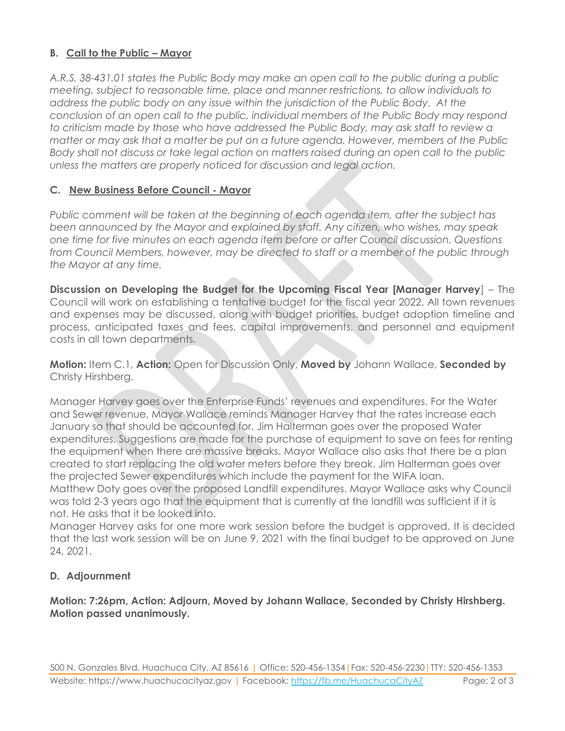### B. Call to the Public – Mayor

*A.R.S. 38-431.01 states the Public Body may make an open call to the public during a public meeting, subject to reasonable time, place and manner restrictions, to allow individuals to address the public body on any issue within the jurisdiction of the Public Body. At the conclusion of an open call to the public, individual members of the Public Body may respond to criticism made by those who have addressed the Public Body, may ask staff to review a matter or may ask that a matter be put on a future agenda. However, members of the Public Body shall not discuss or take legal action on matters raised during an open call to the public unless the matters are properly noticed for discussion and legal action.*

### C. New Business Before Council - Mayor

*Public comment will be taken at the beginning of each agenda item, after the subject has been announced by the Mayor and explained by staff. Any citizen, who wishes, may speak one time for five minutes on each agenda item before or after Council discussion. Questions from Council Members, however, may be directed to staff or a member of the public through the Mayor at any time.*

**Discussion on Developing the Budget for the Upcoming Fiscal Year [Manager Harvey**] – The Council will work on establishing a tentative budget for the fiscal year 2022. All town revenues and expenses may be discussed, along with budget priorities, budget adoption timeline and process, anticipated taxes and fees, capital improvements, and personnel and equipment costs in all town departments.

**Motion:** Item C.1, **Action:** Open for Discussion Only, **Moved by** Johann Wallace, **Seconded by** Christy Hirshberg.

Manager Harvey goes over the Enterprise Funds' revenues and expenditures. For the Water and Sewer revenue, Mayor Wallace reminds Manager Harvey that the rates increase each January so that should be accounted for. Jim Halterman goes over the proposed Water expenditures. Suggestions are made for the purchase of equipment to save on fees for renting the equipment when there are massive breaks. Mayor Wallace also asks that there be a plan created to start replacing the old water meters before they break. Jim Halterman goes over the projected Sewer expenditures which include the payment for the WIFA loan.
Matthew Doty goes over the proposed Landfill expenditures. Mayor Wallace asks why Council was told 2-3 years ago that the equipment that is currently at the landfill was sufficient if it is not. He asks that it be looked into.
Manager Harvey asks for one more work session before the budget is approved. It is decided that the last work session will be on June 9, 2021 with the final budget to be approved on June 24, 2021.

### D. Adjournment

**Motion: 7:26pm, Action: Adjourn, Moved by Johann Wallace, Seconded by Christy Hirshberg. Motion passed unanimously.**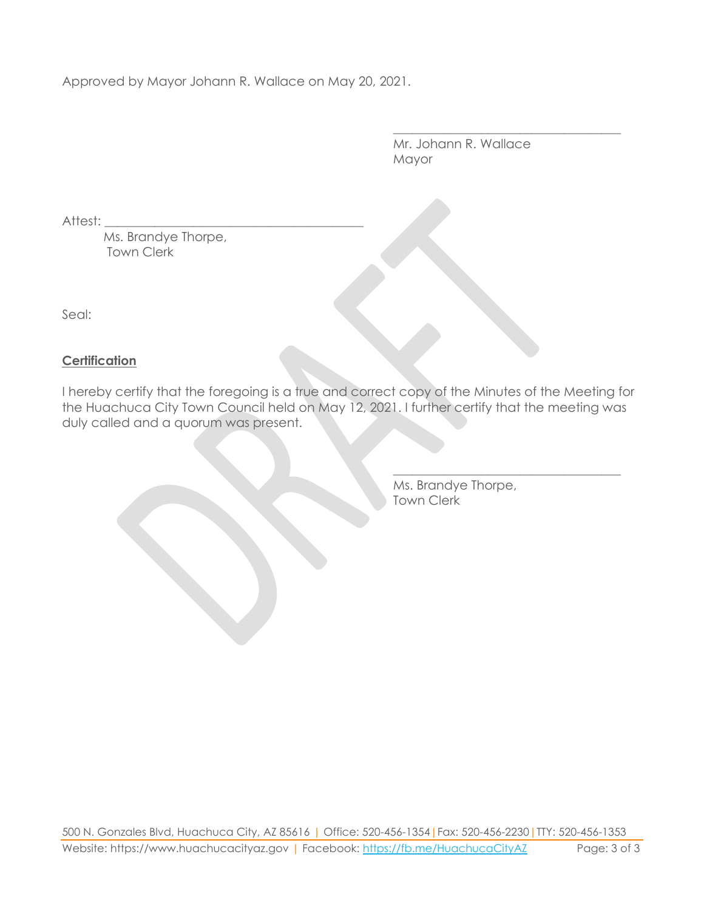Approved by Mayor Johann R. Wallace on May 20, 2021.

\_\_\_\_\_\_\_\_\_\_\_\_\_\_\_\_\_\_\_\_\_\_\_\_\_\_\_\_\_\_\_\_\_\_\_\_

Mr. Johann R. Wallace
Mayor

Attest: \_\_\_\_\_\_\_\_\_\_\_\_\_\_\_\_\_\_\_\_\_\_\_\_\_\_\_\_\_\_\_\_\_\_\_\_\_\_\_\_\_

Ms. Brandye Thorpe,
Town Clerk

Seal:

**Certification**

I hereby certify that the foregoing is a true and correct copy of the Minutes of the Meeting for the Huachuca City Town Council held on May 12, 2021. I further certify that the meeting was duly called and a quorum was present.

\_\_\_\_\_\_\_\_\_\_\_\_\_\_\_\_\_\_\_\_\_\_\_\_\_\_\_\_\_\_\_\_\_\_\_\_

Ms. Brandye Thorpe,
Town Clerk

DRAFT